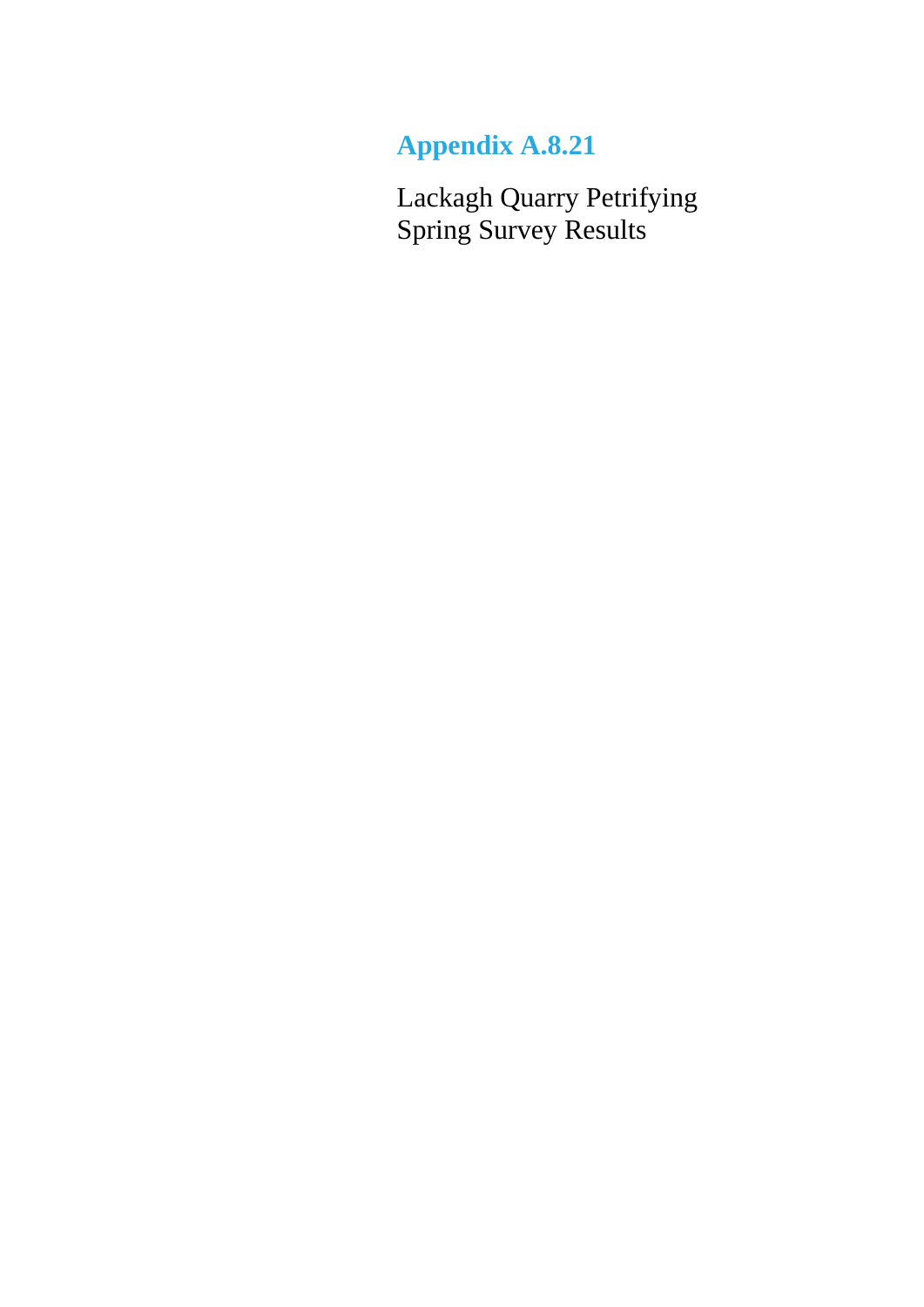# Appendix A.8.21

Lackagh Quarry Petrifying Spring Survey Results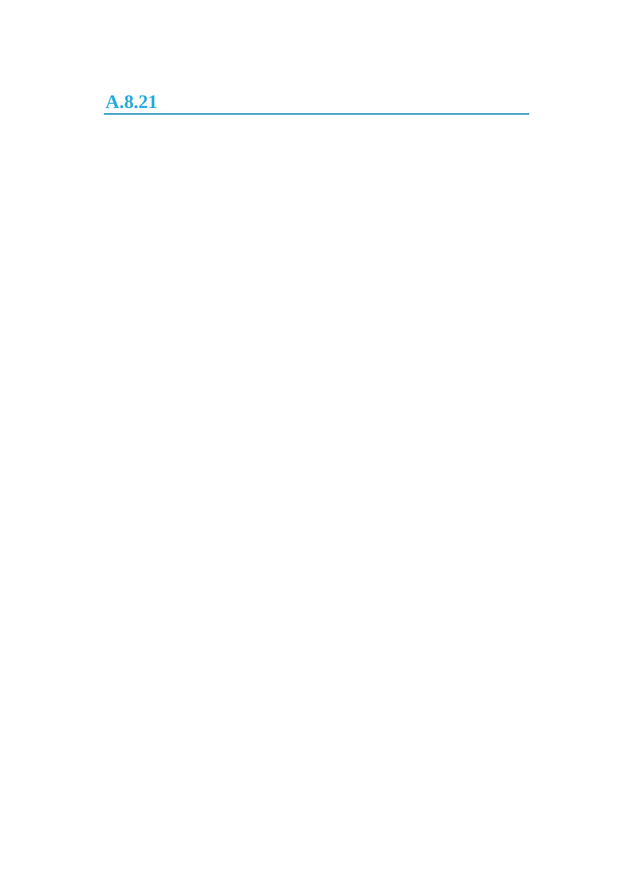## A.8.21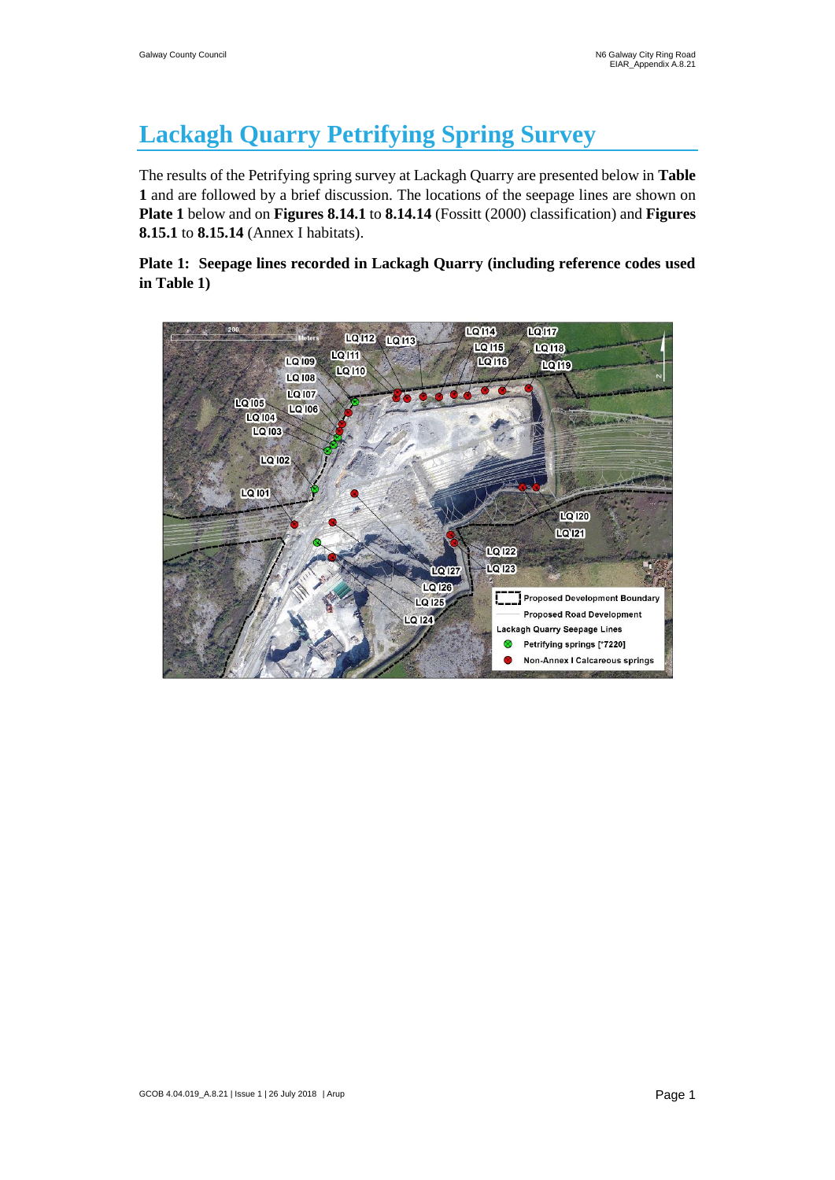# Lackagh Quarry Petrifying Spring Survey

The results of the Petrifying spring survey at Lackagh Quarry are presented below in **Table 1** and are followed by a brief discussion. The locations of the seepage lines are shown on **Plate 1** below and on **Figures 8.14.1** to **8.14.14** (Fossitt (2000) classification) and **Figures 8.15.1** to **8.15.14** (Annex I habitats).

**Plate 1: Seepage lines recorded in Lackagh Quarry (including reference codes used in Table 1)**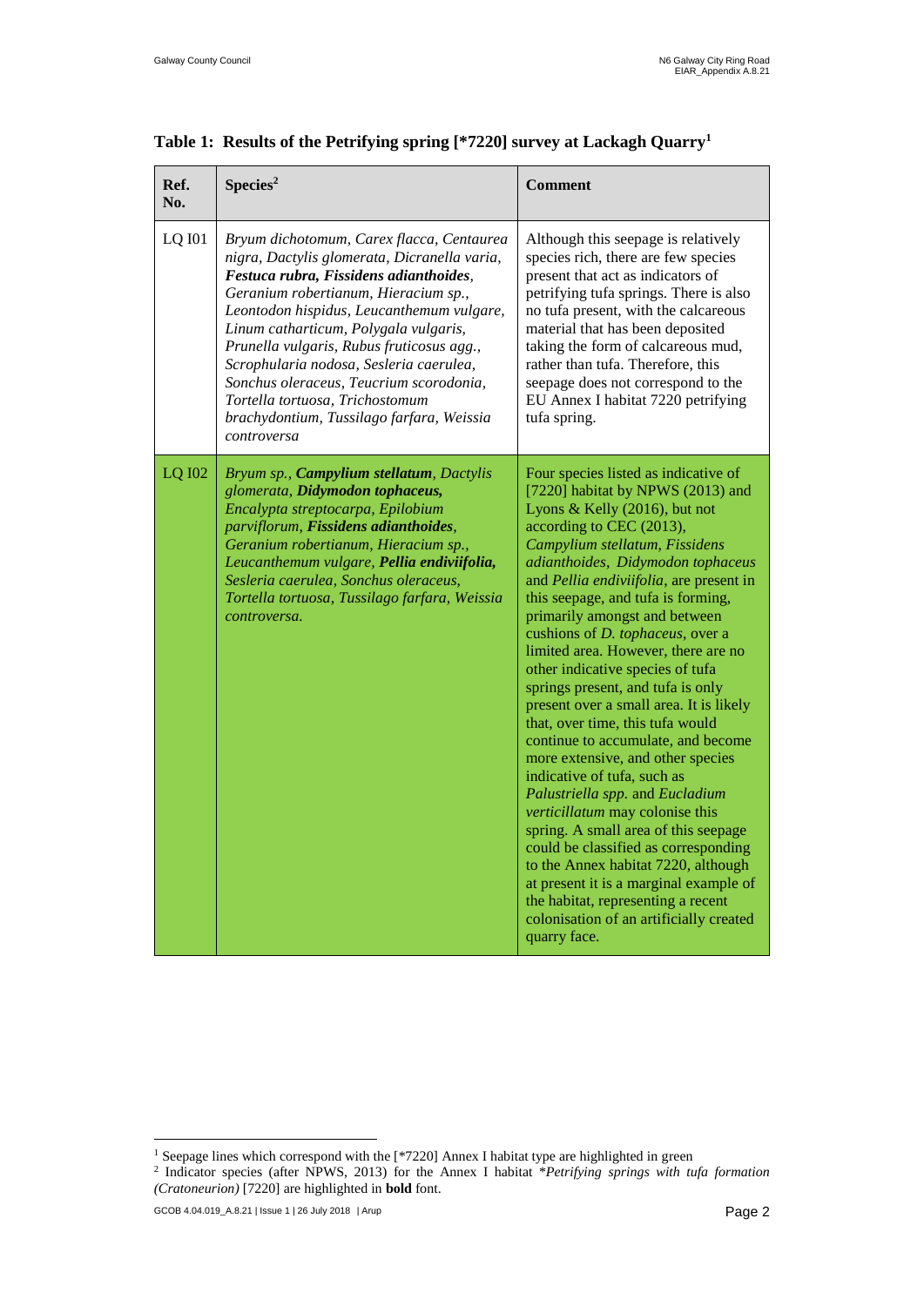**Table 1: Results of the Petrifying spring [*7220] survey at Lackagh Quarry[1]**

| Ref. No. | Species[2] | Comment |
|---|---|---|
| LQ I01 | *Bryum dichotomum, Carex flacca, Centaurea nigra, Dactylis glomerata, Dicranella varia,* ***Festuca rubra, Fissidens adianthoides****, Geranium robertianum, Hieracium sp., Leontodon hispidus, Leucanthemum vulgare, Linum catharticum, Polygala vulgaris, Prunella vulgaris, Rubus fruticosus agg., Scrophularia nodosa, Sesleria caerulea, Sonchus oleraceus, Teucrium scorodonia, Tortella tortuosa, Trichostomum brachydontium, Tussilago farfara, Weissia controversa* | Although this seepage is relatively species rich, there are few species present that act as indicators of petrifying tufa springs. There is also no tufa present, with the calcareous material that has been deposited taking the form of calcareous mud, rather than tufa. Therefore, this seepage does not correspond to the EU Annex I habitat 7220 petrifying tufa spring. |
| LQ I02 | *Bryum sp.,* ***Campylium stellatum****, Dactylis glomerata,* ***Didymodon tophaceus,*** *Encalypta streptocarpa, Epilobium parviflorum,* ***Fissidens adianthoides****, Geranium robertianum, Hieracium sp., Leucanthemum vulgare,* ***Pellia endiviifolia,*** *Sesleria caerulea, Sonchus oleraceus, Tortella tortuosa, Tussilago farfara, Weissia controversa.* | Four species listed as indicative of [7220] habitat by NPWS (2013) and Lyons & Kelly (2016), but not according to CEC (2013), *Campylium stellatum, Fissidens adianthoides, Didymodon tophaceus* and *Pellia endiviifolia*, are present in this seepage, and tufa is forming, primarily amongst and between cushions of *D. tophaceus*, over a limited area. However, there are no other indicative species of tufa springs present, and tufa is only present over a small area. It is likely that, over time, this tufa would continue to accumulate, and become more extensive, and other species indicative of tufa, such as *Palustriella spp.* and *Eucladium verticillatum* may colonise this spring. A small area of this seepage could be classified as corresponding to the Annex habitat 7220, although at present it is a marginal example of the habitat, representing a recent colonisation of an artificially created quarry face. |

[1] Seepage lines which correspond with the [*7220] Annex I habitat type are highlighted in green

[2] Indicator species (after NPWS, 2013) for the Annex I habitat *\*Petrifying springs with tufa formation (Cratoneurion)* [7220] are highlighted in **bold** font.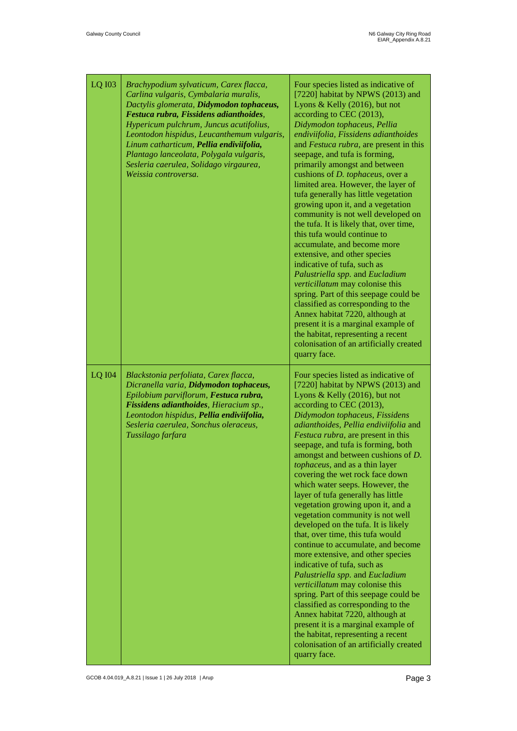| | | |
|---|---|---|
| LQ I03 | *Brachypodium sylvaticum, Carex flacca, Carlina vulgaris, Cymbalaria muralis, Dactylis glomerata,* ***Didymodon tophaceus, Festuca rubra, Fissidens adianthoides****, Hypericum pulchrum, Juncus acutifolius, Leontodon hispidus, Leucanthemum vulgaris, Linum catharticum,* ***Pellia endiviifolia,*** *Plantago lanceolata, Polygala vulgaris, Sesleria caerulea, Solidago virgaurea, Weissia controversa.* | Four species listed as indicative of [7220] habitat by NPWS (2013) and Lyons & Kelly (2016), but not according to CEC (2013), *Didymodon tophaceus*, *Pellia endiviifolia*, *Fissidens adianthoides* and *Festuca rubra*, are present in this seepage, and tufa is forming, primarily amongst and between cushions of *D. tophaceus*, over a limited area. However, the layer of tufa generally has little vegetation growing upon it, and a vegetation community is not well developed on the tufa. It is likely that, over time, this tufa would continue to accumulate, and become more extensive, and other species indicative of tufa, such as *Palustriella spp.* and *Eucladium verticillatum* may colonise this spring. Part of this seepage could be classified as corresponding to the Annex habitat 7220, although at present it is a marginal example of the habitat, representing a recent colonisation of an artificially created quarry face. |
| LQ I04 | *Blackstonia perfoliata, Carex flacca, Dicranella varia,* ***Didymodon tophaceus,*** *Epilobium parviflorum,* ***Festuca rubra, Fissidens adianthoides****, Hieracium sp., Leontodon hispidus,* ***Pellia endiviifolia,*** *Sesleria caerulea, Sonchus oleraceus, Tussilago farfara* | Four species listed as indicative of [7220] habitat by NPWS (2013) and Lyons & Kelly (2016), but not according to CEC (2013), *Didymodon tophaceus*, *Fissidens adianthoides*, *Pellia endiviifolia* and *Festuca rubra*, are present in this seepage, and tufa is forming, both amongst and between cushions of *D. tophaceus*, and as a thin layer covering the wet rock face down which water seeps. However, the layer of tufa generally has little vegetation growing upon it, and a vegetation community is not well developed on the tufa. It is likely that, over time, this tufa would continue to accumulate, and become more extensive, and other species indicative of tufa, such as *Palustriella spp.* and *Eucladium verticillatum* may colonise this spring. Part of this seepage could be classified as corresponding to the Annex habitat 7220, although at present it is a marginal example of the habitat, representing a recent colonisation of an artificially created quarry face. |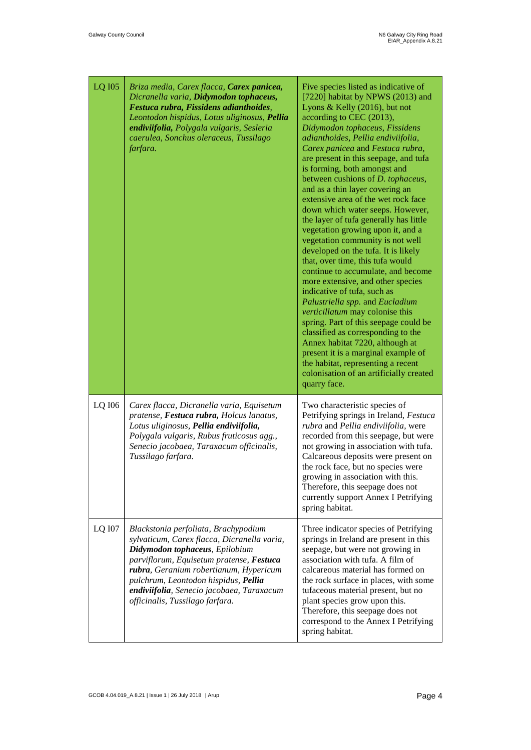| | | |
|---|---|---|
| LQ I05 | *Briza media, Carex flacca, **Carex panicea, Dicranella varia, Didymodon tophaceus, Festuca rubra, Fissidens adianthoides**, Leontodon hispidus, Lotus uliginosus, **Pellia endiviifolia,** Polygala vulgaris, Sesleria caerulea, Sonchus oleraceus, Tussilago farfara.* | Five species listed as indicative of [7220] habitat by NPWS (2013) and Lyons & Kelly (2016), but not according to CEC (2013), *Didymodon tophaceus, Fissidens adianthoides, Pellia endiviifolia, Carex panicea* and *Festuca rubra*, are present in this seepage, and tufa is forming, both amongst and between cushions of *D. tophaceus*, and as a thin layer covering an extensive area of the wet rock face down which water seeps. However, the layer of tufa generally has little vegetation growing upon it, and a vegetation community is not well developed on the tufa. It is likely that, over time, this tufa would continue to accumulate, and become more extensive, and other species indicative of tufa, such as *Palustriella spp.* and *Eucladium verticillatum* may colonise this spring. Part of this seepage could be classified as corresponding to the Annex habitat 7220, although at present it is a marginal example of the habitat, representing a recent colonisation of an artificially created quarry face. |
| LQ I06 | *Carex flacca, Dicranella varia, Equisetum pratense, **Festuca rubra,** Holcus lanatus, Lotus uliginosus, **Pellia endiviifolia,** Polygala vulgaris, Rubus fruticosus agg., Senecio jacobaea, Taraxacum officinalis, Tussilago farfara.* | Two characteristic species of Petrifying springs in Ireland, *Festuca rubra* and *Pellia endiviifolia*, were recorded from this seepage, but were not growing in association with tufa. Calcareous deposits were present on the rock face, but no species were growing in association with this. Therefore, this seepage does not currently support Annex I Petrifying spring habitat. |
| LQ I07 | *Blackstonia perfoliata, Brachypodium sylvaticum, Carex flacca, Dicranella varia, **Didymodon tophaceus**, Epilobium parviflorum, Equisetum pratense, **Festuca rubra**, Geranium robertianum, Hypericum pulchrum, Leontodon hispidus, **Pellia endiviifolia**, Senecio jacobaea, Taraxacum officinalis, Tussilago farfara.* | Three indicator species of Petrifying springs in Ireland are present in this seepage, but were not growing in association with tufa. A film of calcareous material has formed on the rock surface in places, with some tufaceous material present, but no plant species grow upon this. Therefore, this seepage does not correspond to the Annex I Petrifying spring habitat. |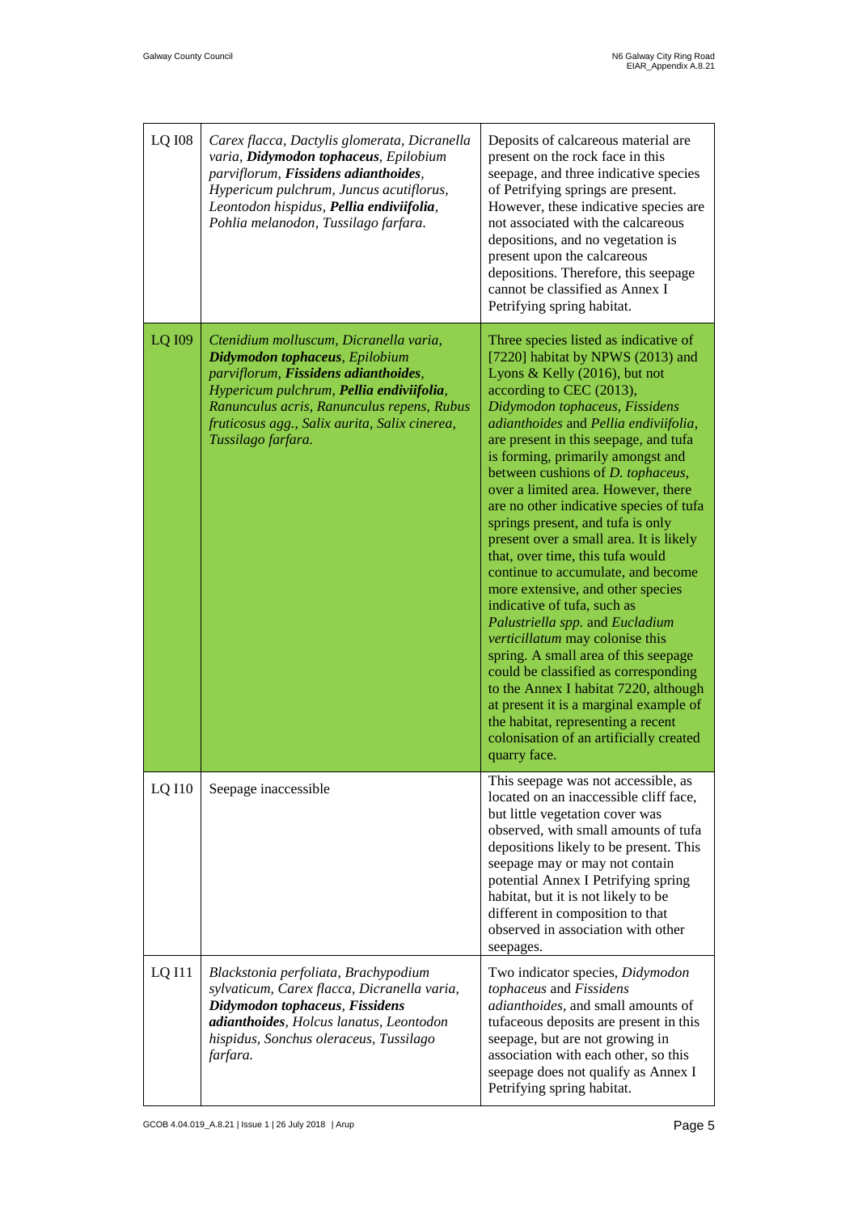| LQ I08 | *Carex flacca, Dactylis glomerata, Dicranella varia,* ***Didymodon tophaceus****, Epilobium parviflorum,* ***Fissidens adianthoides****, Hypericum pulchrum, Juncus acutiflorus, Leontodon hispidus,* ***Pellia endiviifolia****, Pohlia melanodon, Tussilago farfara.* | Deposits of calcareous material are present on the rock face in this seepage, and three indicative species of Petrifying springs are present. However, these indicative species are not associated with the calcareous depositions, and no vegetation is present upon the calcareous depositions. Therefore, this seepage cannot be classified as Annex I Petrifying spring habitat. |
|---|---|---|
| LQ I09 | *Ctenidium molluscum, Dicranella varia,* ***Didymodon tophaceus****, Epilobium parviflorum,* ***Fissidens adianthoides****, Hypericum pulchrum,* ***Pellia endiviifolia****, Ranunculus acris, Ranunculus repens, Rubus fruticosus agg., Salix aurita, Salix cinerea, Tussilago farfara.* | Three species listed as indicative of [7220] habitat by NPWS (2013) and Lyons & Kelly (2016), but not according to CEC (2013), *Didymodon tophaceus, Fissidens adianthoides* and *Pellia endiviifolia*, are present in this seepage, and tufa is forming, primarily amongst and between cushions of *D. tophaceus*, over a limited area. However, there are no other indicative species of tufa springs present, and tufa is only present over a small area. It is likely that, over time, this tufa would continue to accumulate, and become more extensive, and other species indicative of tufa, such as *Palustriella spp.* and *Eucladium verticillatum* may colonise this spring. A small area of this seepage could be classified as corresponding to the Annex I habitat 7220, although at present it is a marginal example of the habitat, representing a recent colonisation of an artificially created quarry face. |
| LQ I10 | Seepage inaccessible | This seepage was not accessible, as located on an inaccessible cliff face, but little vegetation cover was observed, with small amounts of tufa depositions likely to be present. This seepage may or may not contain potential Annex I Petrifying spring habitat, but it is not likely to be different in composition to that observed in association with other seepages. |
| LQ I11 | *Blackstonia perfoliata, Brachypodium sylvaticum, Carex flacca, Dicranella varia,* ***Didymodon tophaceus****,* ***Fissidens adianthoides****, Holcus lanatus, Leontodon hispidus, Sonchus oleraceus, Tussilago farfara.* | Two indicator species, *Didymodon tophaceus* and *Fissidens adianthoides*, and small amounts of tufaceous deposits are present in this seepage, but are not growing in association with each other, so this seepage does not qualify as Annex I Petrifying spring habitat. |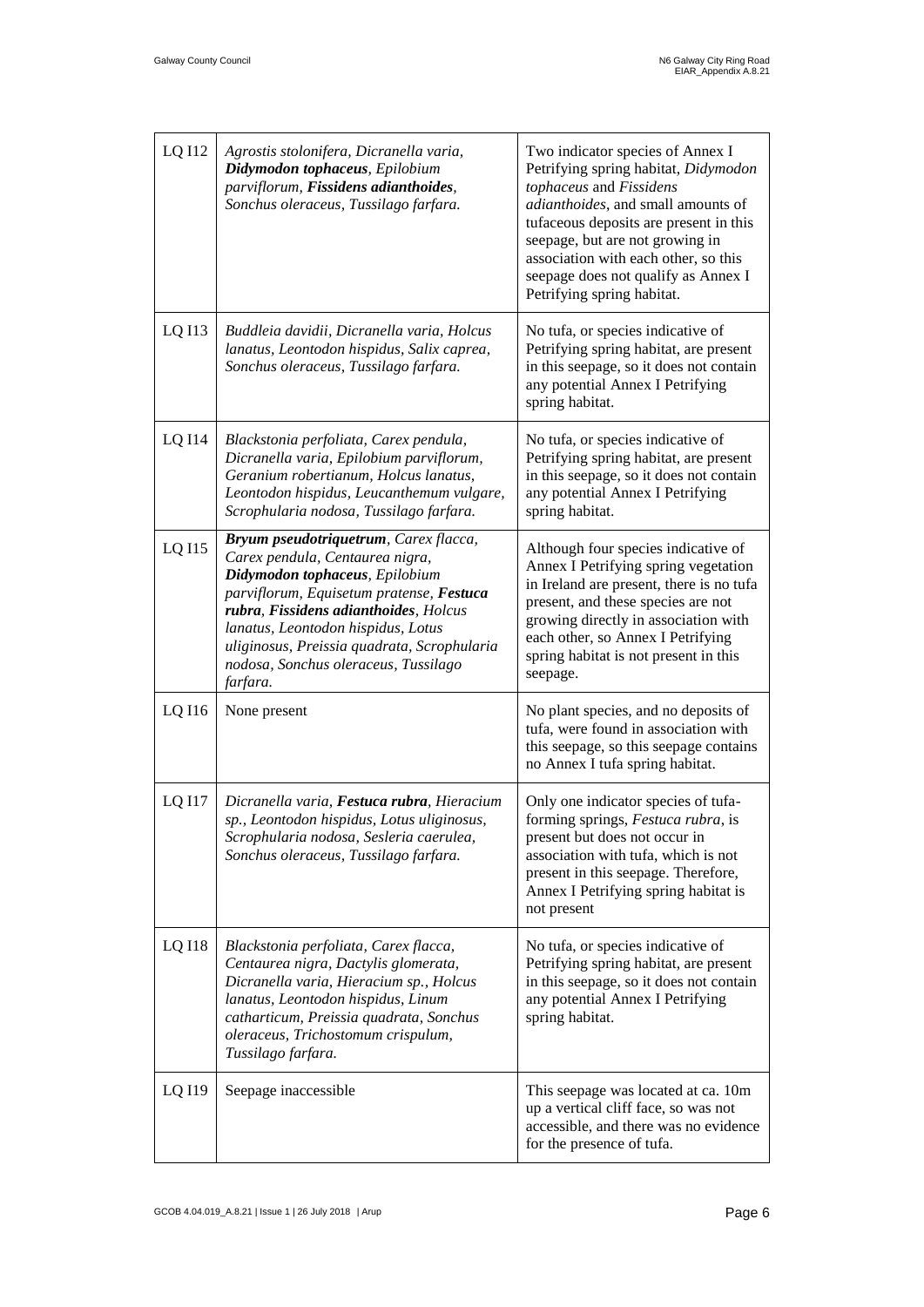| LQ I12 | *Agrostis stolonifera, Dicranella varia,* ***Didymodon tophaceus****, Epilobium parviflorum,* ***Fissidens adianthoides****, Sonchus oleraceus, Tussilago farfara.* | Two indicator species of Annex I Petrifying spring habitat, *Didymodon tophaceus* and *Fissidens adianthoides*, and small amounts of tufaceous deposits are present in this seepage, but are not growing in association with each other, so this seepage does not qualify as Annex I Petrifying spring habitat. |
|---|---|---|
| LQ I13 | *Buddleia davidii, Dicranella varia, Holcus lanatus, Leontodon hispidus, Salix caprea, Sonchus oleraceus, Tussilago farfara.* | No tufa, or species indicative of Petrifying spring habitat, are present in this seepage, so it does not contain any potential Annex I Petrifying spring habitat. |
| LQ I14 | *Blackstonia perfoliata, Carex pendula, Dicranella varia, Epilobium parviflorum, Geranium robertianum, Holcus lanatus, Leontodon hispidus, Leucanthemum vulgare, Scrophularia nodosa, Tussilago farfara.* | No tufa, or species indicative of Petrifying spring habitat, are present in this seepage, so it does not contain any potential Annex I Petrifying spring habitat. |
| LQ I15 | ***Bryum pseudotriquetrum****, Carex flacca, Carex pendula, Centaurea nigra,* ***Didymodon tophaceus****, Epilobium parviflorum, Equisetum pratense,* ***Festuca rubra****,* ***Fissidens adianthoides****, Holcus lanatus, Leontodon hispidus, Lotus uliginosus, Preissia quadrata, Scrophularia nodosa, Sonchus oleraceus, Tussilago farfara.* | Although four species indicative of Annex I Petrifying spring vegetation in Ireland are present, there is no tufa present, and these species are not growing directly in association with each other, so Annex I Petrifying spring habitat is not present in this seepage. |
| LQ I16 | None present | No plant species, and no deposits of tufa, were found in association with this seepage, so this seepage contains no Annex I tufa spring habitat. |
| LQ I17 | *Dicranella varia,* ***Festuca rubra****, Hieracium sp., Leontodon hispidus, Lotus uliginosus, Scrophularia nodosa, Sesleria caerulea, Sonchus oleraceus, Tussilago farfara.* | Only one indicator species of tufa-forming springs, *Festuca rubra*, is present but does not occur in association with tufa, which is not present in this seepage. Therefore, Annex I Petrifying spring habitat is not present |
| LQ I18 | *Blackstonia perfoliata, Carex flacca, Centaurea nigra, Dactylis glomerata, Dicranella varia, Hieracium sp., Holcus lanatus, Leontodon hispidus, Linum catharticum, Preissia quadrata, Sonchus oleraceus, Trichostomum crispulum, Tussilago farfara.* | No tufa, or species indicative of Petrifying spring habitat, are present in this seepage, so it does not contain any potential Annex I Petrifying spring habitat. |
| LQ I19 | Seepage inaccessible | This seepage was located at ca. 10m up a vertical cliff face, so was not accessible, and there was no evidence for the presence of tufa. |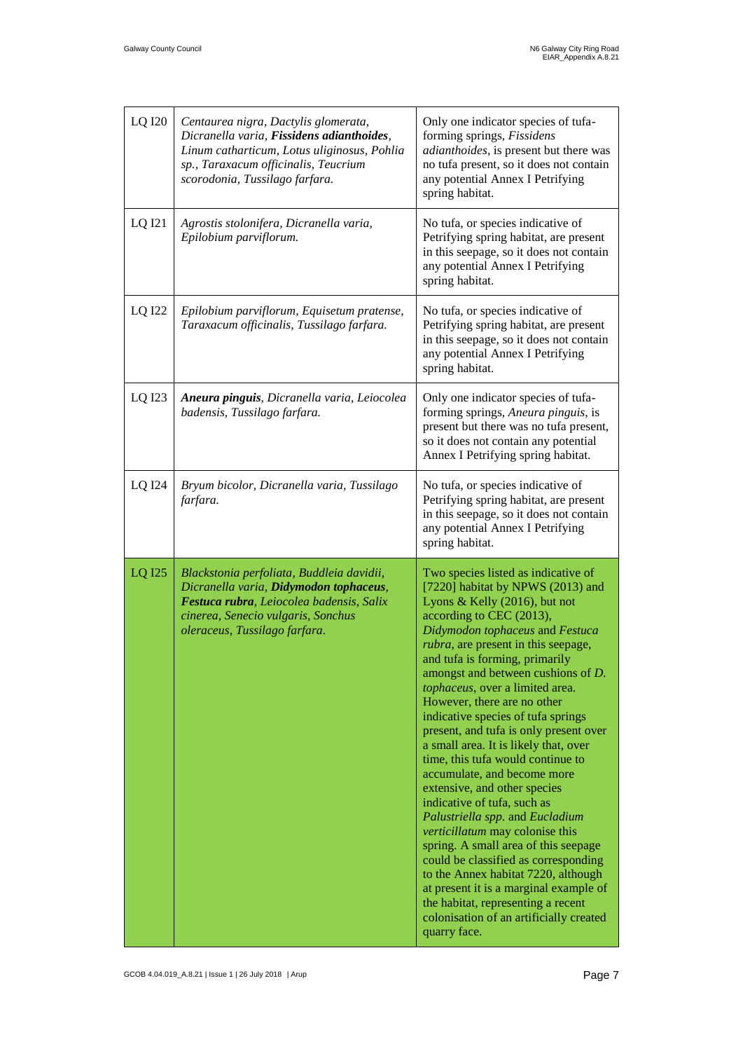| | | |
|---|---|---|
| LQ I20 | *Centaurea nigra, Dactylis glomerata, Dicranella varia,* ***Fissidens adianthoides****, Linum catharticum, Lotus uliginosus, Pohlia sp., Taraxacum officinalis, Teucrium scorodonia, Tussilago farfara.* | Only one indicator species of tufa-forming springs, *Fissidens adianthoides*, is present but there was no tufa present, so it does not contain any potential Annex I Petrifying spring habitat. |
| LQ I21 | *Agrostis stolonifera, Dicranella varia, Epilobium parviflorum.* | No tufa, or species indicative of Petrifying spring habitat, are present in this seepage, so it does not contain any potential Annex I Petrifying spring habitat. |
| LQ I22 | *Epilobium parviflorum, Equisetum pratense, Taraxacum officinalis, Tussilago farfara.* | No tufa, or species indicative of Petrifying spring habitat, are present in this seepage, so it does not contain any potential Annex I Petrifying spring habitat. |
| LQ I23 | ***Aneura pinguis****, Dicranella varia, Leiocolea badensis, Tussilago farfara.* | Only one indicator species of tufa-forming springs, *Aneura pinguis*, is present but there was no tufa present, so it does not contain any potential Annex I Petrifying spring habitat. |
| LQ I24 | *Bryum bicolor, Dicranella varia, Tussilago farfara.* | No tufa, or species indicative of Petrifying spring habitat, are present in this seepage, so it does not contain any potential Annex I Petrifying spring habitat. |
| LQ I25 | *Blackstonia perfoliata, Buddleia davidii, Dicranella varia,* ***Didymodon tophaceus****,* ***Festuca rubra****, Leiocolea badensis, Salix cinerea, Senecio vulgaris, Sonchus oleraceus, Tussilago farfara.* | Two species listed as indicative of [7220] habitat by NPWS (2013) and Lyons & Kelly (2016), but not according to CEC (2013), *Didymodon tophaceus* and *Festuca rubra*, are present in this seepage, and tufa is forming, primarily amongst and between cushions of *D. tophaceus*, over a limited area. However, there are no other indicative species of tufa springs present, and tufa is only present over a small area. It is likely that, over time, this tufa would continue to accumulate, and become more extensive, and other species indicative of tufa, such as *Palustriella spp.* and *Eucladium verticillatum* may colonise this spring. A small area of this seepage could be classified as corresponding to the Annex habitat 7220, although at present it is a marginal example of the habitat, representing a recent colonisation of an artificially created quarry face. |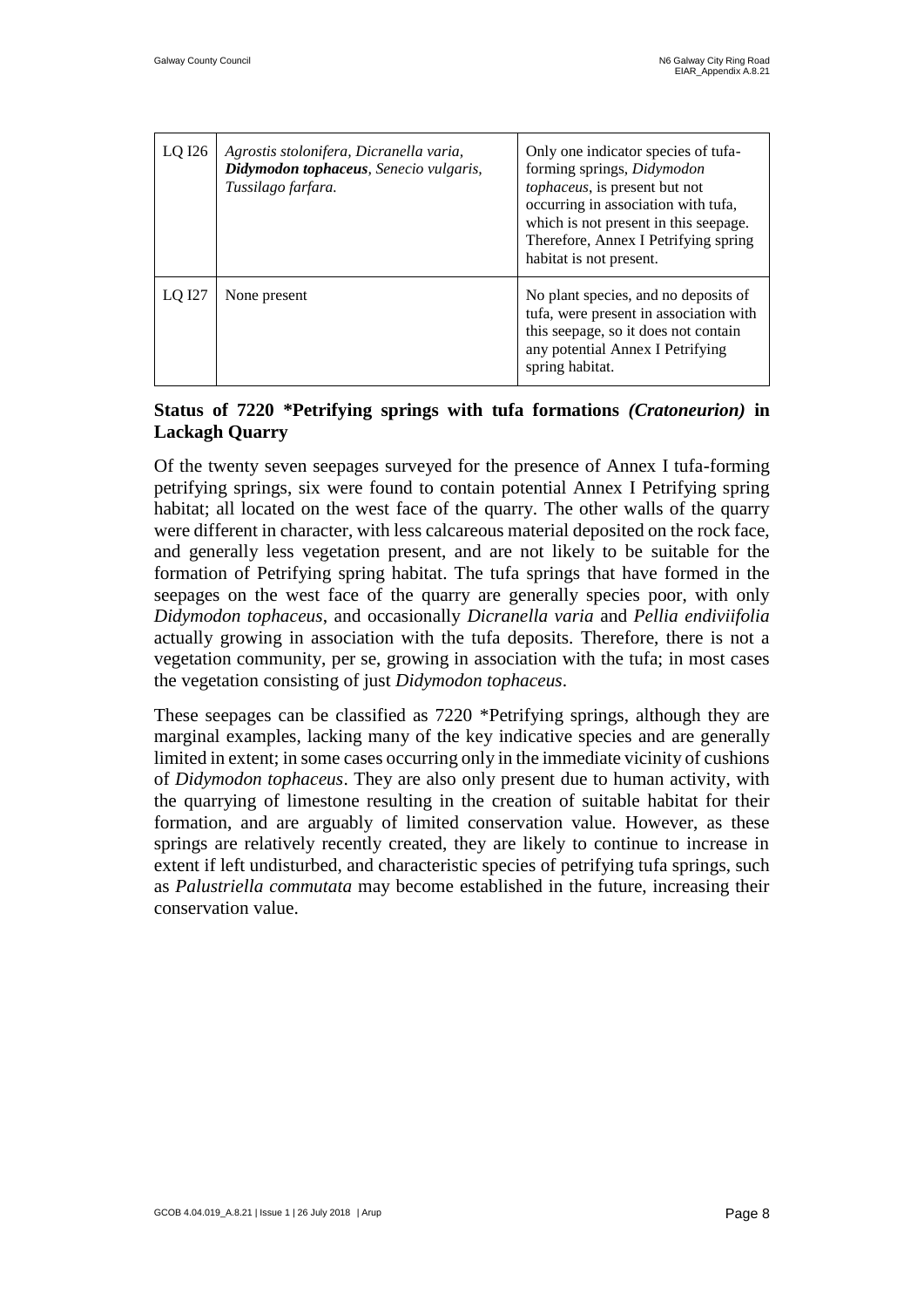| LQ I26 | *Agrostis stolonifera, Dicranella varia,* ***Didymodon tophaceus****, Senecio vulgaris, Tussilago farfara.* | Only one indicator species of tufa-forming springs, *Didymodon tophaceus*, is present but not occurring in association with tufa, which is not present in this seepage. Therefore, Annex I Petrifying spring habitat is not present. |
|---|---|---|
| LQ I27 | None present | No plant species, and no deposits of tufa, were present in association with this seepage, so it does not contain any potential Annex I Petrifying spring habitat. |

**Status of 7220 *Petrifying springs with tufa formations *(Cratoneurion)* in Lackagh Quarry**

Of the twenty seven seepages surveyed for the presence of Annex I tufa-forming petrifying springs, six were found to contain potential Annex I Petrifying spring habitat; all located on the west face of the quarry. The other walls of the quarry were different in character, with less calcareous material deposited on the rock face, and generally less vegetation present, and are not likely to be suitable for the formation of Petrifying spring habitat. The tufa springs that have formed in the seepages on the west face of the quarry are generally species poor, with only *Didymodon tophaceus*, and occasionally *Dicranella varia* and *Pellia endiviifolia* actually growing in association with the tufa deposits. Therefore, there is not a vegetation community, per se, growing in association with the tufa; in most cases the vegetation consisting of just *Didymodon tophaceus*.

These seepages can be classified as 7220 *Petrifying springs, although they are marginal examples, lacking many of the key indicative species and are generally limited in extent; in some cases occurring only in the immediate vicinity of cushions of *Didymodon tophaceus*. They are also only present due to human activity, with the quarrying of limestone resulting in the creation of suitable habitat for their formation, and are arguably of limited conservation value. However, as these springs are relatively recently created, they are likely to continue to increase in extent if left undisturbed, and characteristic species of petrifying tufa springs, such as *Palustriella commutata* may become established in the future, increasing their conservation value.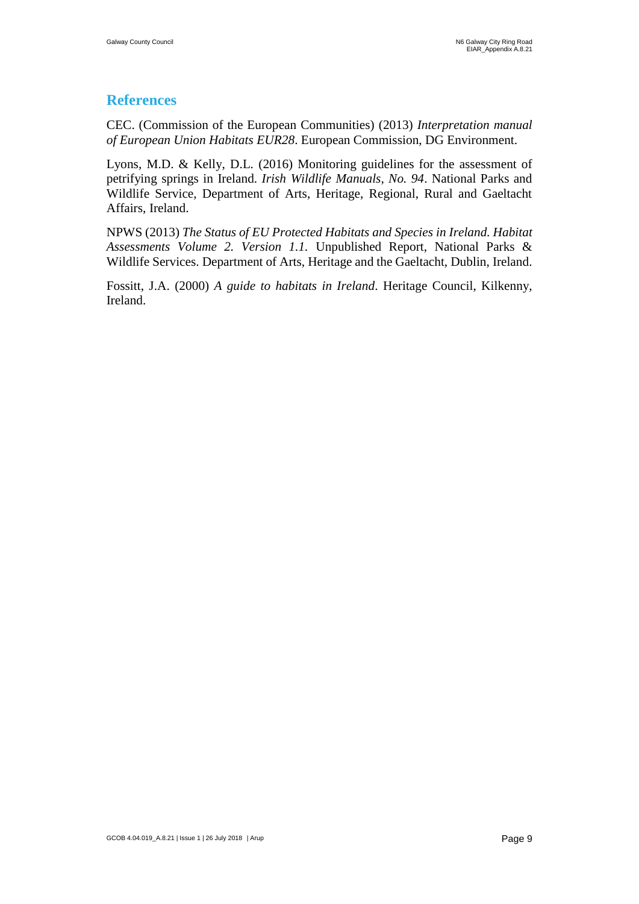## References

CEC. (Commission of the European Communities) (2013) *Interpretation manual of European Union Habitats EUR28*. European Commission, DG Environment.

Lyons, M.D. & Kelly, D.L. (2016) Monitoring guidelines for the assessment of petrifying springs in Ireland. *Irish Wildlife Manuals, No. 94*. National Parks and Wildlife Service, Department of Arts, Heritage, Regional, Rural and Gaeltacht Affairs, Ireland.

NPWS (2013) *The Status of EU Protected Habitats and Species in Ireland. Habitat Assessments Volume 2. Version 1.1.* Unpublished Report, National Parks & Wildlife Services. Department of Arts, Heritage and the Gaeltacht, Dublin, Ireland.

Fossitt, J.A. (2000) *A guide to habitats in Ireland*. Heritage Council, Kilkenny, Ireland.